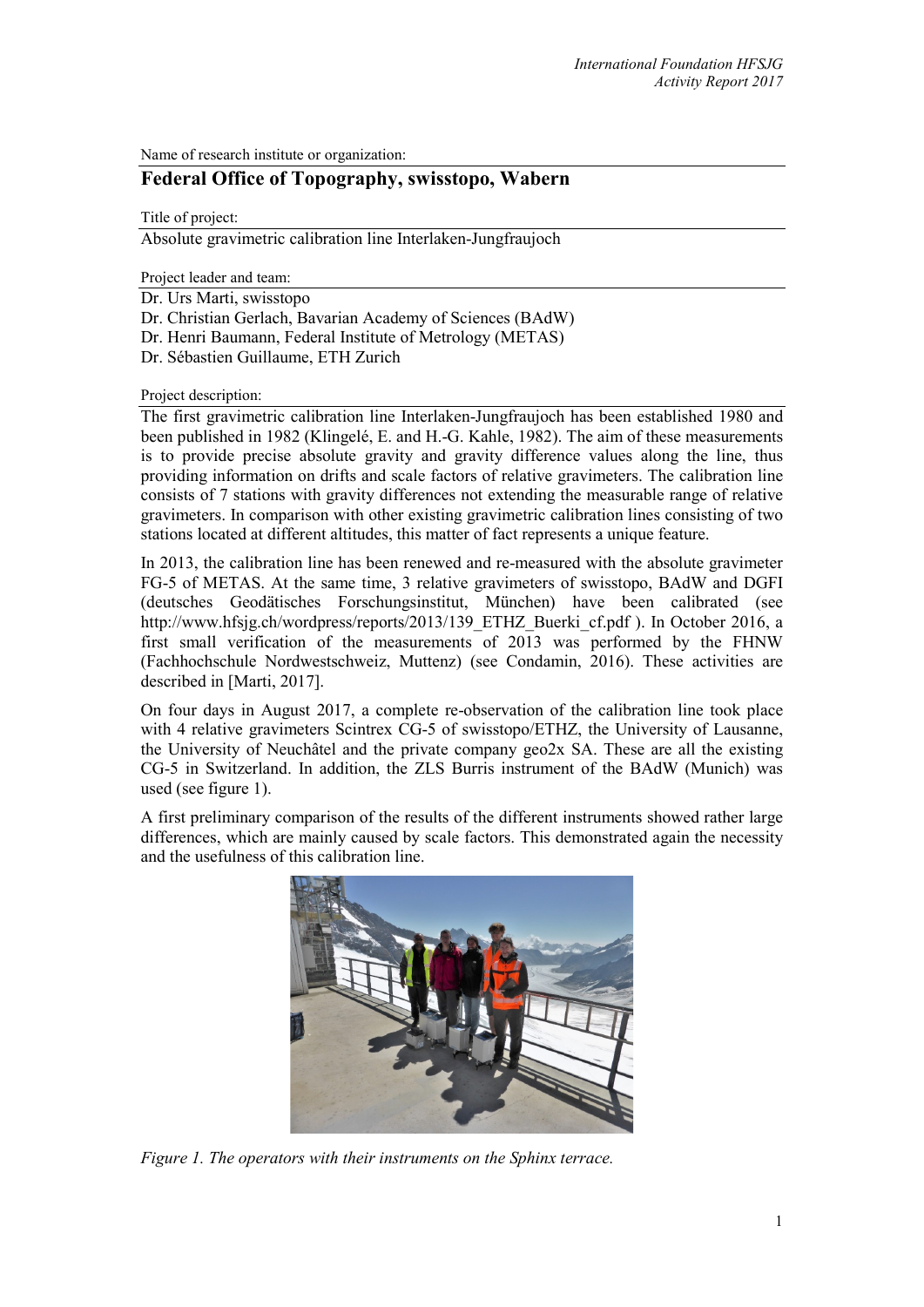Name of research institute or organization:

## Federal Office of Topography, swisstopo, Wabern

Title of project:

Absolute gravimetric calibration line Interlaken-Jungfraujoch

Project leader and team:

Dr. Urs Marti, swisstopo
Dr. Christian Gerlach, Bavarian Academy of Sciences (BAdW)
Dr. Henri Baumann, Federal Institute of Metrology (METAS)
Dr. Sébastien Guillaume, ETH Zurich

Project description:

The first gravimetric calibration line Interlaken-Jungfraujoch has been established 1980 and been published in 1982 (Klingelé, E. and H.-G. Kahle, 1982). The aim of these measurements is to provide precise absolute gravity and gravity difference values along the line, thus providing information on drifts and scale factors of relative gravimeters. The calibration line consists of 7 stations with gravity differences not extending the measurable range of relative gravimeters. In comparison with other existing gravimetric calibration lines consisting of two stations located at different altitudes, this matter of fact represents a unique feature.

In 2013, the calibration line has been renewed and re-measured with the absolute gravimeter FG-5 of METAS. At the same time, 3 relative gravimeters of swisstopo, BAdW and DGFI (deutsches Geodätisches Forschungsinstitut, München) have been calibrated (see http://www.hfsjg.ch/wordpress/reports/2013/139_ETHZ_Buerki_cf.pdf ). In October 2016, a first small verification of the measurements of 2013 was performed by the FHNW (Fachhochschule Nordwestschweiz, Muttenz) (see Condamin, 2016). These activities are described in [Marti, 2017].

On four days in August 2017, a complete re-observation of the calibration line took place with 4 relative gravimeters Scintrex CG-5 of swisstopo/ETHZ, the University of Lausanne, the University of Neuchâtel and the private company geo2x SA. These are all the existing CG-5 in Switzerland. In addition, the ZLS Burris instrument of the BAdW (Munich) was used (see figure 1).

A first preliminary comparison of the results of the different instruments showed rather large differences, which are mainly caused by scale factors. This demonstrated again the necessity and the usefulness of this calibration line.

*Figure 1. The operators with their instruments on the Sphinx terrace.*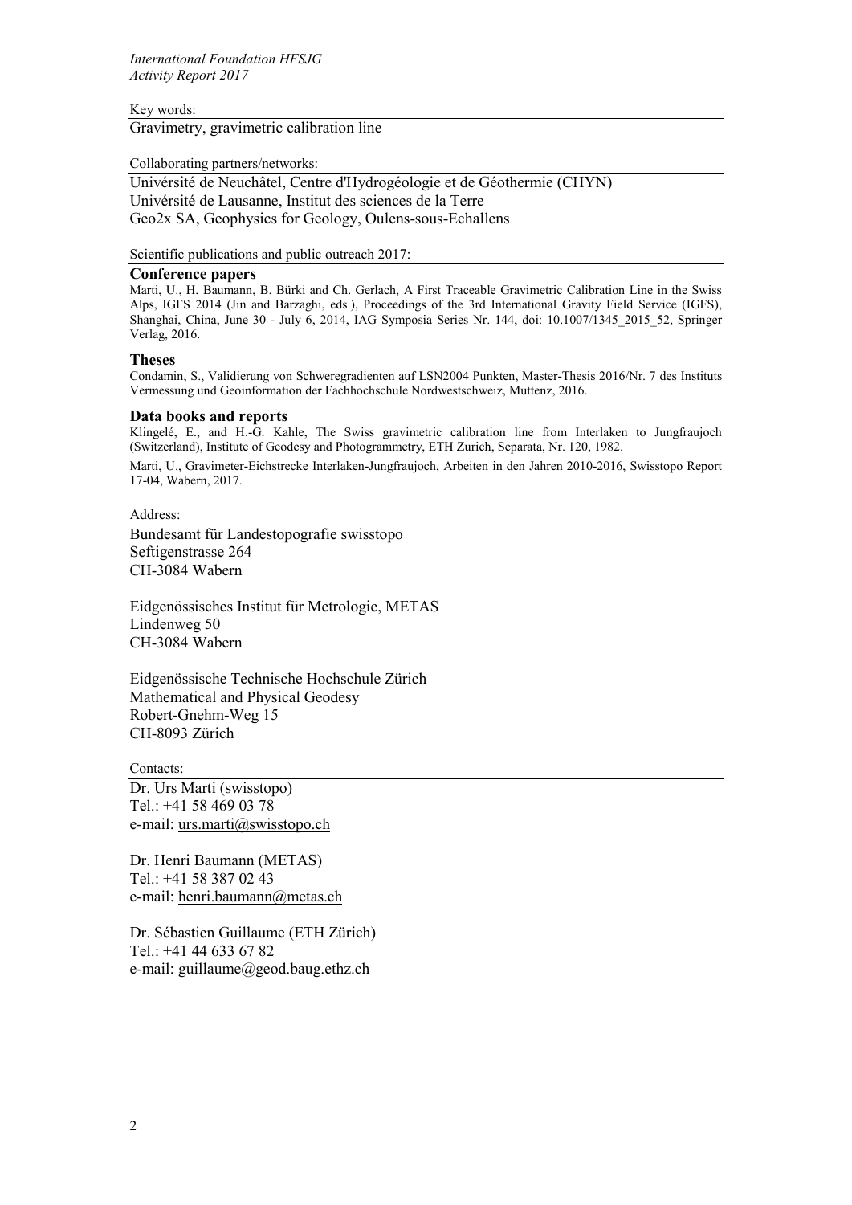Key words:

Gravimetry, gravimetric calibration line

Collaborating partners/networks:

Univérsité de Neuchâtel, Centre d'Hydrogéologie et de Géothermie (CHYN)
Univérsité de Lausanne, Institut des sciences de la Terre
Geo2x SA, Geophysics for Geology, Oulens-sous-Echallens

Scientific publications and public outreach 2017:

### Conference papers

Marti, U., H. Baumann, B. Bürki and Ch. Gerlach, A First Traceable Gravimetric Calibration Line in the Swiss Alps, IGFS 2014 (Jin and Barzaghi, eds.), Proceedings of the 3rd International Gravity Field Service (IGFS), Shanghai, China, June 30 - July 6, 2014, IAG Symposia Series Nr. 144, doi: 10.1007/1345_2015_52, Springer Verlag, 2016.

### Theses

Condamin, S., Validierung von Schweregradienten auf LSN2004 Punkten, Master-Thesis 2016/Nr. 7 des Instituts Vermessung und Geoinformation der Fachhochschule Nordwestschweiz, Muttenz, 2016.

### Data books and reports

Klingelé, E., and H.-G. Kahle, The Swiss gravimetric calibration line from Interlaken to Jungfraujoch (Switzerland), Institute of Geodesy and Photogrammetry, ETH Zurich, Separata, Nr. 120, 1982.

Marti, U., Gravimeter-Eichstrecke Interlaken-Jungfraujoch, Arbeiten in den Jahren 2010-2016, Swisstopo Report 17-04, Wabern, 2017.

Address:

Bundesamt für Landestopografie swisstopo
Seftigenstrasse 264
CH-3084 Wabern

Eidgenössisches Institut für Metrologie, METAS
Lindenweg 50
CH-3084 Wabern

Eidgenössische Technische Hochschule Zürich
Mathematical and Physical Geodesy
Robert-Gnehm-Weg 15
CH-8093 Zürich

Contacts:

Dr. Urs Marti (swisstopo)
Tel.: +41 58 469 03 78
e-mail: urs.marti@swisstopo.ch

Dr. Henri Baumann (METAS)
Tel.: +41 58 387 02 43
e-mail: henri.baumann@metas.ch

Dr. Sébastien Guillaume (ETH Zürich)
Tel.: +41 44 633 67 82
e-mail: guillaume@geod.baug.ethz.ch